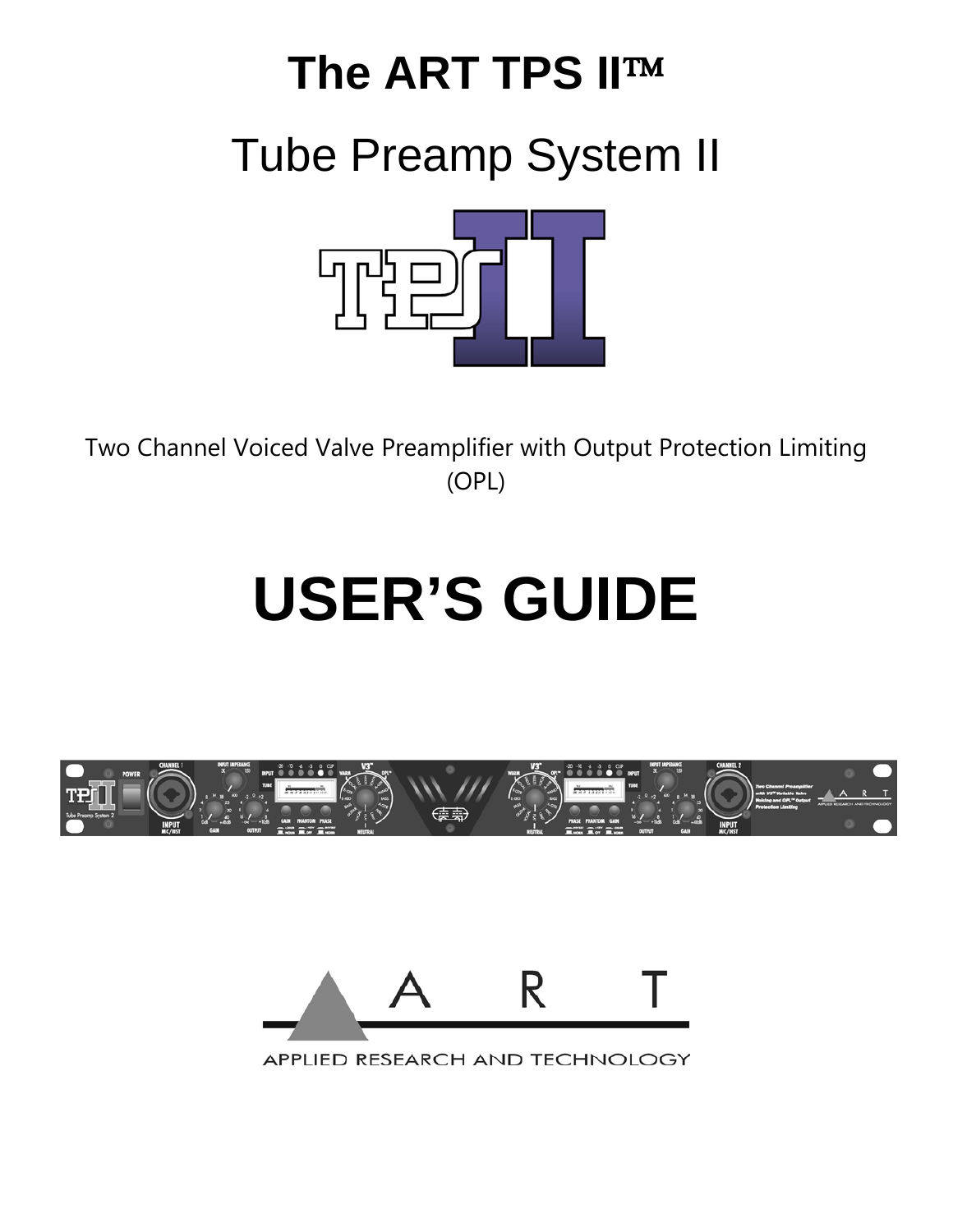# The ART TPS II™

## Tube Preamp System II

Two Channel Voiced Valve Preamplifier with Output Protection Limiting (OPL)

# USER'S GUIDE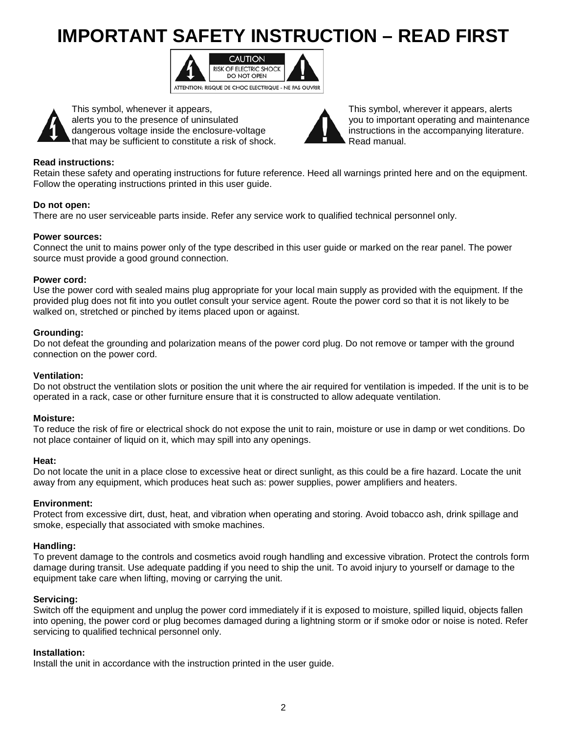# IMPORTANT SAFETY INSTRUCTION – READ FIRST

CAUTION
RISK OF ELECTRIC SHOCK
DO NOT OPEN

ATTENTION: RISQUE DE CHOC ELECTRIQUE - NE PAS OUVRIR

This symbol, whenever it appears, alerts you to the presence of uninsulated dangerous voltage inside the enclosure-voltage that may be sufficient to constitute a risk of shock.

This symbol, wherever it appears, alerts you to important operating and maintenance instructions in the accompanying literature. Read manual.

**Read instructions:**
Retain these safety and operating instructions for future reference. Heed all warnings printed here and on the equipment. Follow the operating instructions printed in this user guide.

**Do not open:**
There are no user serviceable parts inside. Refer any service work to qualified technical personnel only.

**Power sources:**
Connect the unit to mains power only of the type described in this user guide or marked on the rear panel. The power source must provide a good ground connection.

**Power cord:**
Use the power cord with sealed mains plug appropriate for your local main supply as provided with the equipment. If the provided plug does not fit into you outlet consult your service agent. Route the power cord so that it is not likely to be walked on, stretched or pinched by items placed upon or against.

**Grounding:**
Do not defeat the grounding and polarization means of the power cord plug. Do not remove or tamper with the ground connection on the power cord.

**Ventilation:**
Do not obstruct the ventilation slots or position the unit where the air required for ventilation is impeded. If the unit is to be operated in a rack, case or other furniture ensure that it is constructed to allow adequate ventilation.

**Moisture:**
To reduce the risk of fire or electrical shock do not expose the unit to rain, moisture or use in damp or wet conditions. Do not place container of liquid on it, which may spill into any openings.

**Heat:**
Do not locate the unit in a place close to excessive heat or direct sunlight, as this could be a fire hazard. Locate the unit away from any equipment, which produces heat such as: power supplies, power amplifiers and heaters.

**Environment:**
Protect from excessive dirt, dust, heat, and vibration when operating and storing. Avoid tobacco ash, drink spillage and smoke, especially that associated with smoke machines.

**Handling:**
To prevent damage to the controls and cosmetics avoid rough handling and excessive vibration. Protect the controls form damage during transit. Use adequate padding if you need to ship the unit. To avoid injury to yourself or damage to the equipment take care when lifting, moving or carrying the unit.

**Servicing:**
Switch off the equipment and unplug the power cord immediately if it is exposed to moisture, spilled liquid, objects fallen into opening, the power cord or plug becomes damaged during a lightning storm or if smoke odor or noise is noted. Refer servicing to qualified technical personnel only.

**Installation:**
Install the unit in accordance with the instruction printed in the user guide.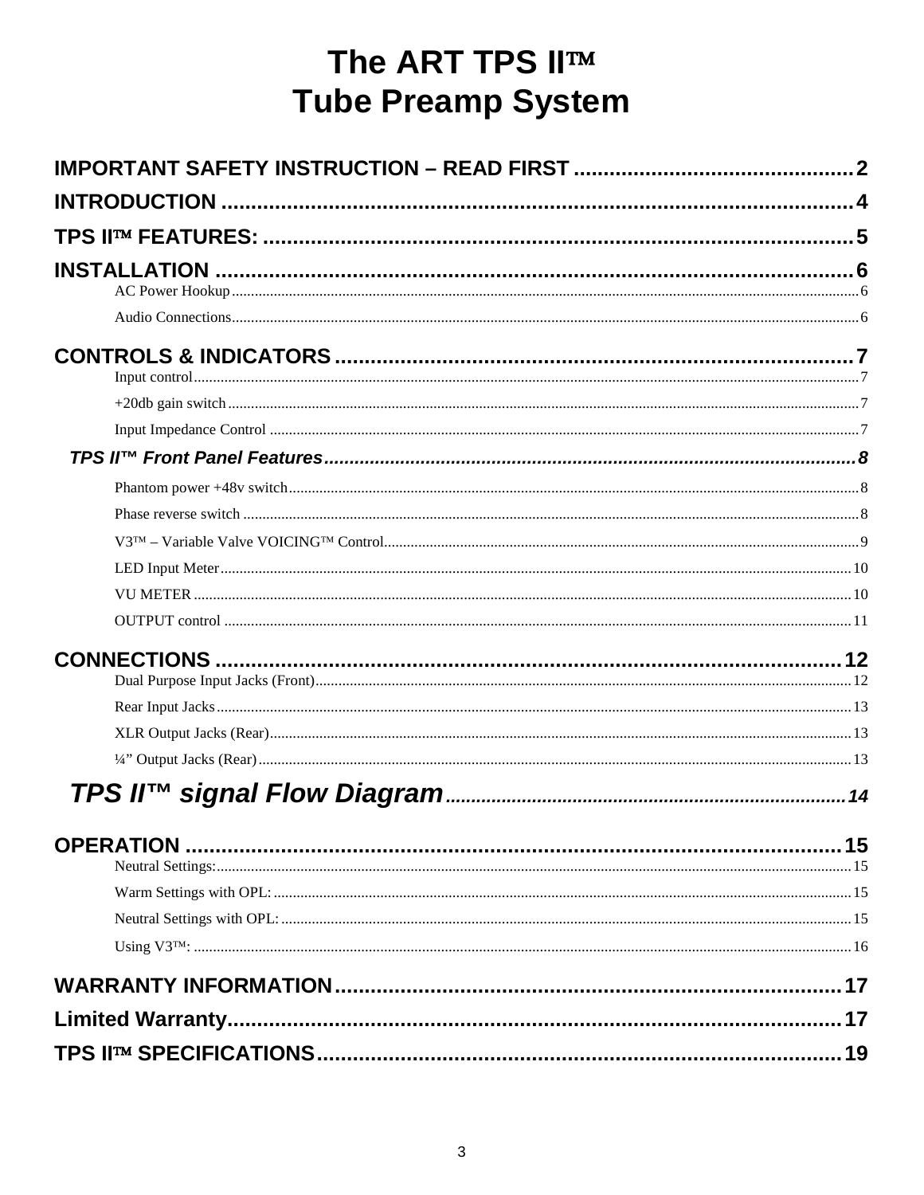# The ART TPS II™
# Tube Preamp System

**IMPORTANT SAFETY INSTRUCTION – READ FIRST** .......... 2

**INTRODUCTION** .......... 4

**TPS II™ FEATURES:** .......... 5

**INSTALLATION** .......... 6
- AC Power Hookup .......... 6
- Audio Connections .......... 6

**CONTROLS & INDICATORS** .......... 7
- Input control .......... 7
- +20db gain switch .......... 7
- Input Impedance Control .......... 7

***TPS II™ Front Panel Features*** .......... 8
- Phantom power +48v switch .......... 8
- Phase reverse switch .......... 8
- V3™ – Variable Valve VOICING™ Control .......... 9
- LED Input Meter .......... 10
- VU METER .......... 10
- OUTPUT control .......... 11

**CONNECTIONS** .......... 12
- Dual Purpose Input Jacks (Front) .......... 12
- Rear Input Jacks .......... 13
- XLR Output Jacks (Rear) .......... 13
- ¼" Output Jacks (Rear) .......... 13

***TPS II™ signal Flow Diagram*** .......... 14

**OPERATION** .......... 15
- Neutral Settings: .......... 15
- Warm Settings with OPL: .......... 15
- Neutral Settings with OPL: .......... 15
- Using V3™: .......... 16

**WARRANTY INFORMATION** .......... 17

**Limited Warranty** .......... 17

**TPS II™ SPECIFICATIONS** .......... 19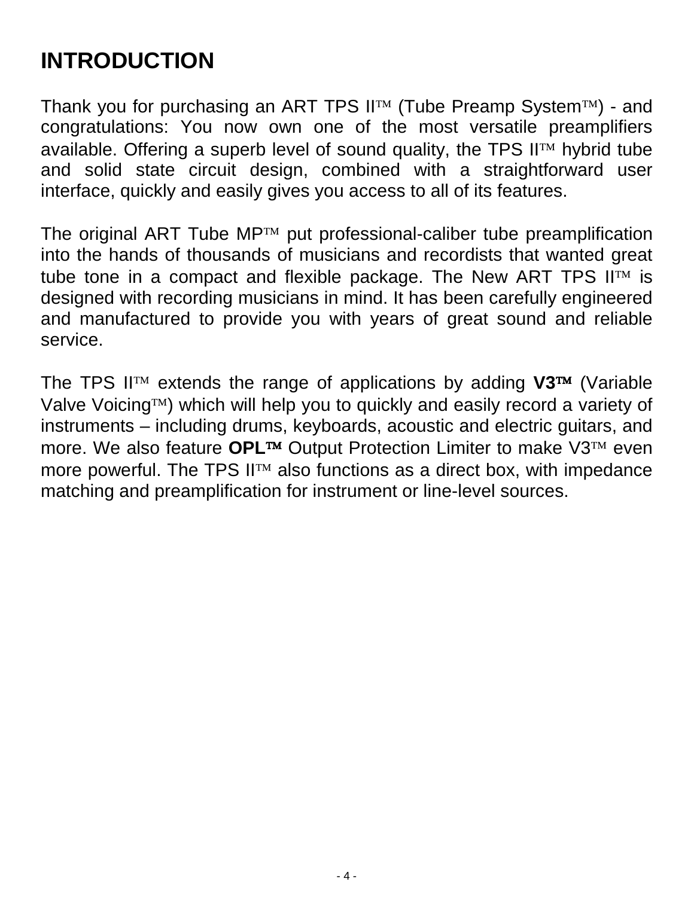# INTRODUCTION

Thank you for purchasing an ART TPS II™ (Tube Preamp System™) - and congratulations: You now own one of the most versatile preamplifiers available. Offering a superb level of sound quality, the TPS II™ hybrid tube and solid state circuit design, combined with a straightforward user interface, quickly and easily gives you access to all of its features.

The original ART Tube MP™ put professional-caliber tube preamplification into the hands of thousands of musicians and recordists that wanted great tube tone in a compact and flexible package. The New ART TPS II™ is designed with recording musicians in mind. It has been carefully engineered and manufactured to provide you with years of great sound and reliable service.

The TPS II™ extends the range of applications by adding **V3™** (Variable Valve Voicing™) which will help you to quickly and easily record a variety of instruments – including drums, keyboards, acoustic and electric guitars, and more. We also feature **OPL™** Output Protection Limiter to make V3™ even more powerful. The TPS II™ also functions as a direct box, with impedance matching and preamplification for instrument or line-level sources.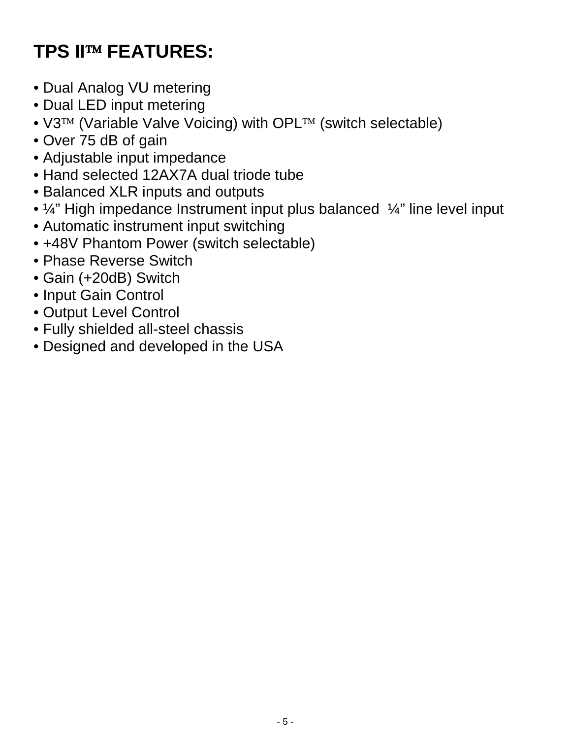# TPS II™ FEATURES:

- Dual Analog VU metering
- Dual LED input metering
- V3™ (Variable Valve Voicing) with OPL™ (switch selectable)
- Over 75 dB of gain
- Adjustable input impedance
- Hand selected 12AX7A dual triode tube
- Balanced XLR inputs and outputs
- ¼" High impedance Instrument input plus balanced ¼" line level input
- Automatic instrument input switching
- +48V Phantom Power (switch selectable)
- Phase Reverse Switch
- Gain (+20dB) Switch
- Input Gain Control
- Output Level Control
- Fully shielded all-steel chassis
- Designed and developed in the USA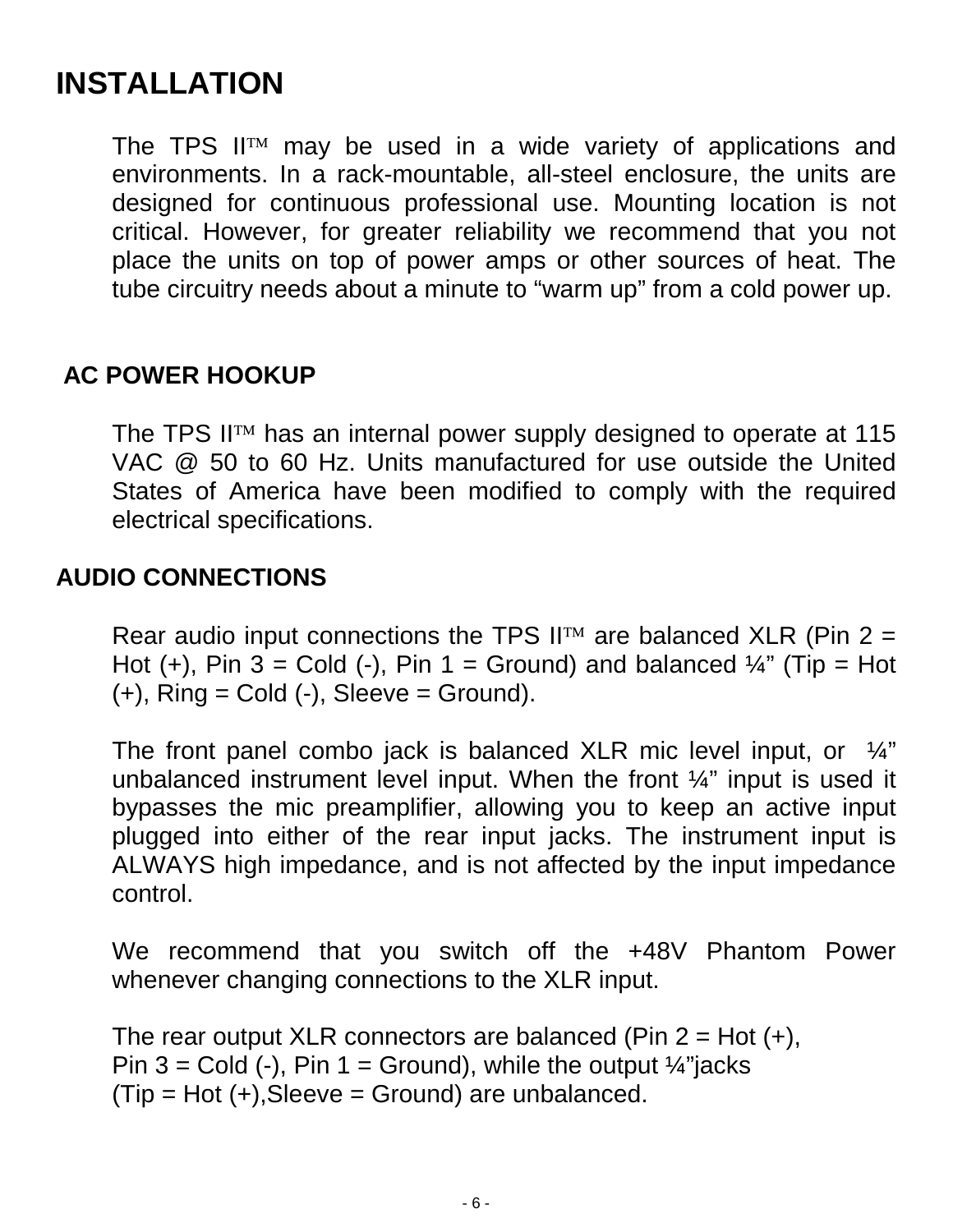# INSTALLATION

The TPS II™ may be used in a wide variety of applications and environments. In a rack-mountable, all-steel enclosure, the units are designed for continuous professional use. Mounting location is not critical. However, for greater reliability we recommend that you not place the units on top of power amps or other sources of heat. The tube circuitry needs about a minute to “warm up” from a cold power up.

## AC POWER HOOKUP

The TPS II™ has an internal power supply designed to operate at 115 VAC @ 50 to 60 Hz. Units manufactured for use outside the United States of America have been modified to comply with the required electrical specifications.

## AUDIO CONNECTIONS

Rear audio input connections the TPS II™ are balanced XLR (Pin 2 = Hot (+), Pin 3 = Cold (-), Pin 1 = Ground) and balanced ¼” (Tip = Hot (+), Ring = Cold (-), Sleeve = Ground).

The front panel combo jack is balanced XLR mic level input, or ¼” unbalanced instrument level input. When the front ¼” input is used it bypasses the mic preamplifier, allowing you to keep an active input plugged into either of the rear input jacks. The instrument input is ALWAYS high impedance, and is not affected by the input impedance control.

We recommend that you switch off the +48V Phantom Power whenever changing connections to the XLR input.

The rear output XLR connectors are balanced (Pin 2 = Hot (+), Pin 3 = Cold (-), Pin 1 = Ground), while the output ¼”jacks (Tip = Hot (+),Sleeve = Ground) are unbalanced.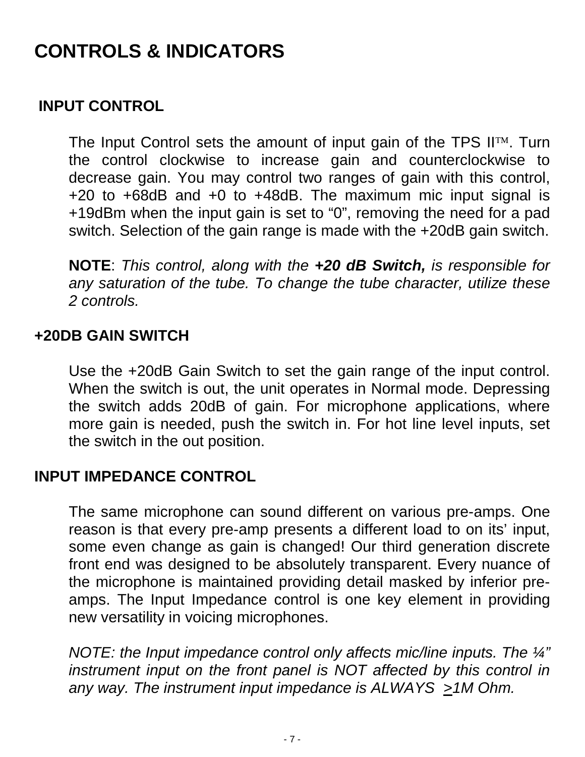# CONTROLS & INDICATORS

## INPUT CONTROL

The Input Control sets the amount of input gain of the TPS II™. Turn the control clockwise to increase gain and counterclockwise to decrease gain. You may control two ranges of gain with this control, +20 to +68dB and +0 to +48dB. The maximum mic input signal is +19dBm when the input gain is set to "0", removing the need for a pad switch. Selection of the gain range is made with the +20dB gain switch.

**NOTE**: *This control, along with the* ***+20 dB Switch,*** *is responsible for any saturation of the tube. To change the tube character, utilize these 2 controls.*

## +20DB GAIN SWITCH

Use the +20dB Gain Switch to set the gain range of the input control. When the switch is out, the unit operates in Normal mode. Depressing the switch adds 20dB of gain. For microphone applications, where more gain is needed, push the switch in. For hot line level inputs, set the switch in the out position.

## INPUT IMPEDANCE CONTROL

The same microphone can sound different on various pre-amps. One reason is that every pre-amp presents a different load to on its' input, some even change as gain is changed! Our third generation discrete front end was designed to be absolutely transparent. Every nuance of the microphone is maintained providing detail masked by inferior pre-amps. The Input Impedance control is one key element in providing new versatility in voicing microphones.

*NOTE: the Input impedance control only affects mic/line inputs. The ¼" instrument input on the front panel is NOT affected by this control in any way. The instrument input impedance is ALWAYS ≥1M Ohm.*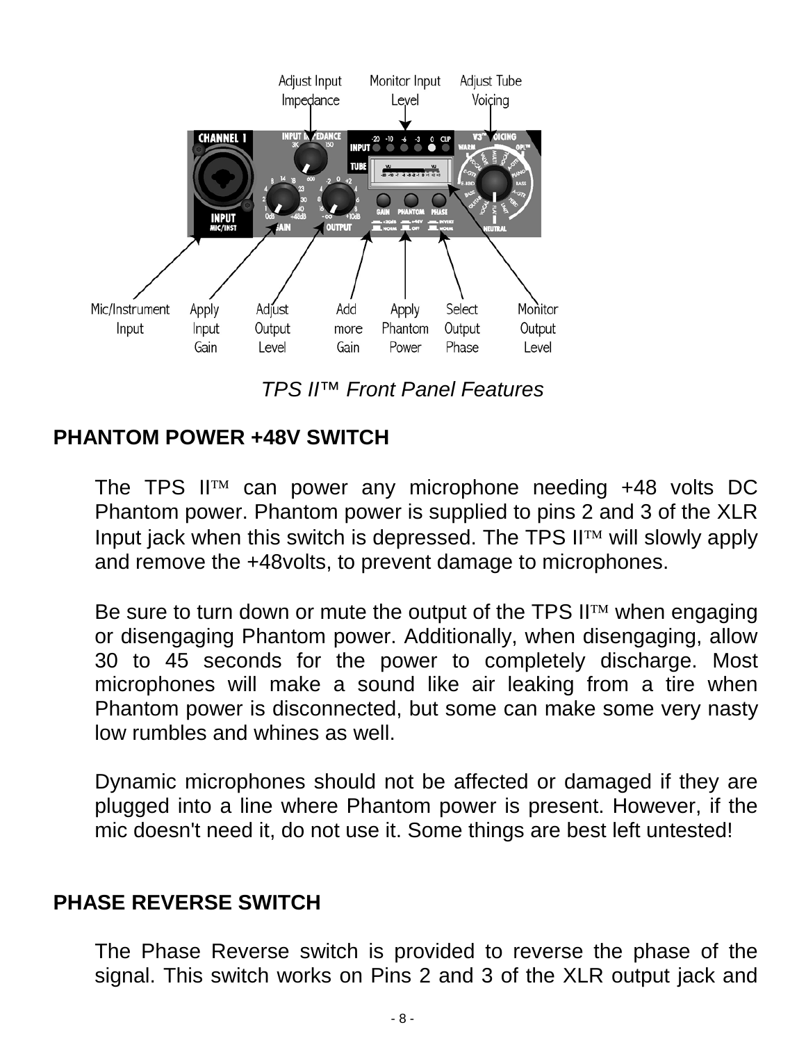*TPS II™ Front Panel Features*

## PHANTOM POWER +48V SWITCH

The TPS II™ can power any microphone needing +48 volts DC Phantom power. Phantom power is supplied to pins 2 and 3 of the XLR Input jack when this switch is depressed. The TPS II™ will slowly apply and remove the +48volts, to prevent damage to microphones.

Be sure to turn down or mute the output of the TPS II™ when engaging or disengaging Phantom power. Additionally, when disengaging, allow 30 to 45 seconds for the power to completely discharge. Most microphones will make a sound like air leaking from a tire when Phantom power is disconnected, but some can make some very nasty low rumbles and whines as well.

Dynamic microphones should not be affected or damaged if they are plugged into a line where Phantom power is present. However, if the mic doesn't need it, do not use it. Some things are best left untested!

## PHASE REVERSE SWITCH

The Phase Reverse switch is provided to reverse the phase of the signal. This switch works on Pins 2 and 3 of the XLR output jack and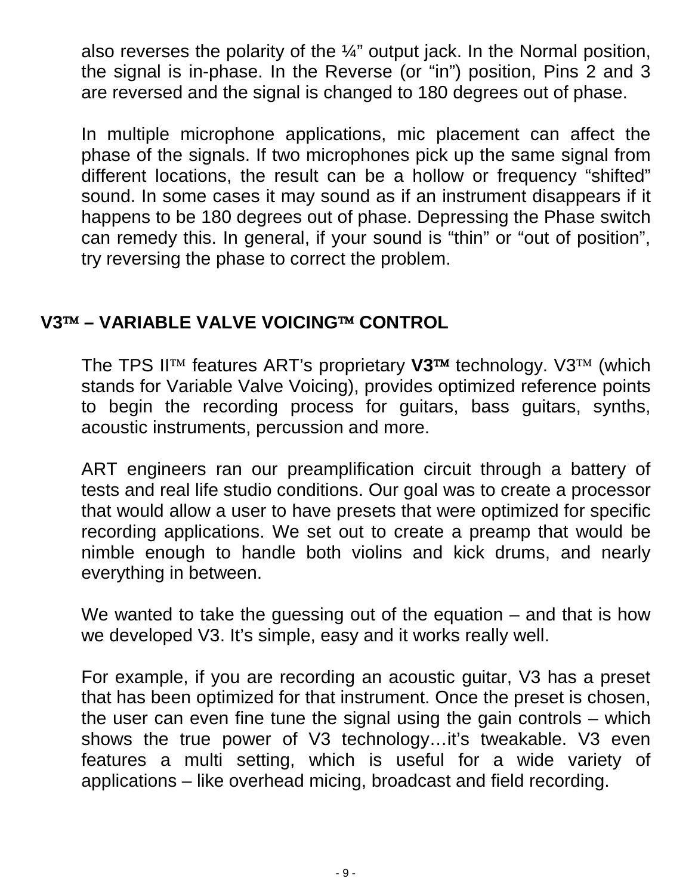also reverses the polarity of the ¼" output jack. In the Normal position, the signal is in-phase. In the Reverse (or "in") position, Pins 2 and 3 are reversed and the signal is changed to 180 degrees out of phase.

In multiple microphone applications, mic placement can affect the phase of the signals. If two microphones pick up the same signal from different locations, the result can be a hollow or frequency "shifted" sound. In some cases it may sound as if an instrument disappears if it happens to be 180 degrees out of phase. Depressing the Phase switch can remedy this. In general, if your sound is "thin" or "out of position", try reversing the phase to correct the problem.

## V3™ – VARIABLE VALVE VOICING™ CONTROL

The TPS II™ features ART's proprietary **V3™** technology. V3™ (which stands for Variable Valve Voicing), provides optimized reference points to begin the recording process for guitars, bass guitars, synths, acoustic instruments, percussion and more.

ART engineers ran our preamplification circuit through a battery of tests and real life studio conditions. Our goal was to create a processor that would allow a user to have presets that were optimized for specific recording applications. We set out to create a preamp that would be nimble enough to handle both violins and kick drums, and nearly everything in between.

We wanted to take the guessing out of the equation – and that is how we developed V3. It's simple, easy and it works really well.

For example, if you are recording an acoustic guitar, V3 has a preset that has been optimized for that instrument. Once the preset is chosen, the user can even fine tune the signal using the gain controls – which shows the true power of V3 technology…it's tweakable. V3 even features a multi setting, which is useful for a wide variety of applications – like overhead micing, broadcast and field recording.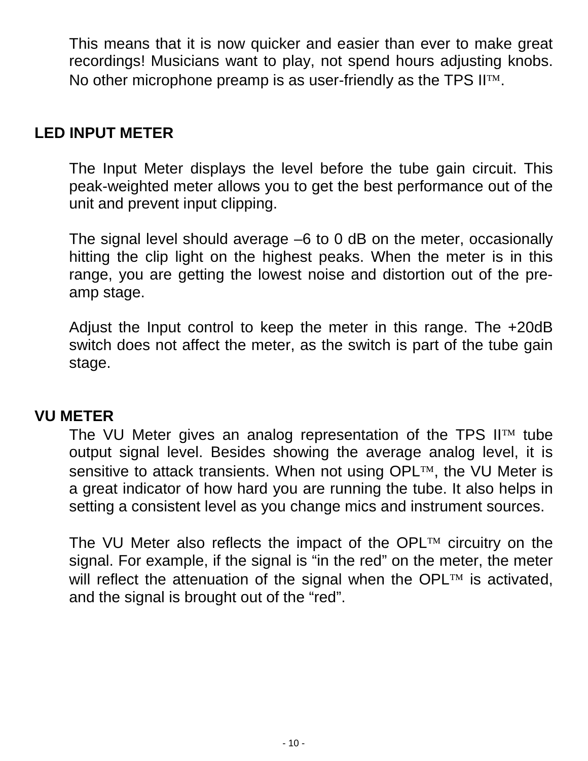This means that it is now quicker and easier than ever to make great recordings! Musicians want to play, not spend hours adjusting knobs. No other microphone preamp is as user-friendly as the TPS II™.

## LED INPUT METER

The Input Meter displays the level before the tube gain circuit. This peak-weighted meter allows you to get the best performance out of the unit and prevent input clipping.

The signal level should average –6 to 0 dB on the meter, occasionally hitting the clip light on the highest peaks. When the meter is in this range, you are getting the lowest noise and distortion out of the pre-amp stage.

Adjust the Input control to keep the meter in this range. The +20dB switch does not affect the meter, as the switch is part of the tube gain stage.

## VU METER

The VU Meter gives an analog representation of the TPS II™ tube output signal level. Besides showing the average analog level, it is sensitive to attack transients. When not using OPL™, the VU Meter is a great indicator of how hard you are running the tube. It also helps in setting a consistent level as you change mics and instrument sources.

The VU Meter also reflects the impact of the OPL™ circuitry on the signal. For example, if the signal is "in the red" on the meter, the meter will reflect the attenuation of the signal when the OPL™ is activated, and the signal is brought out of the "red".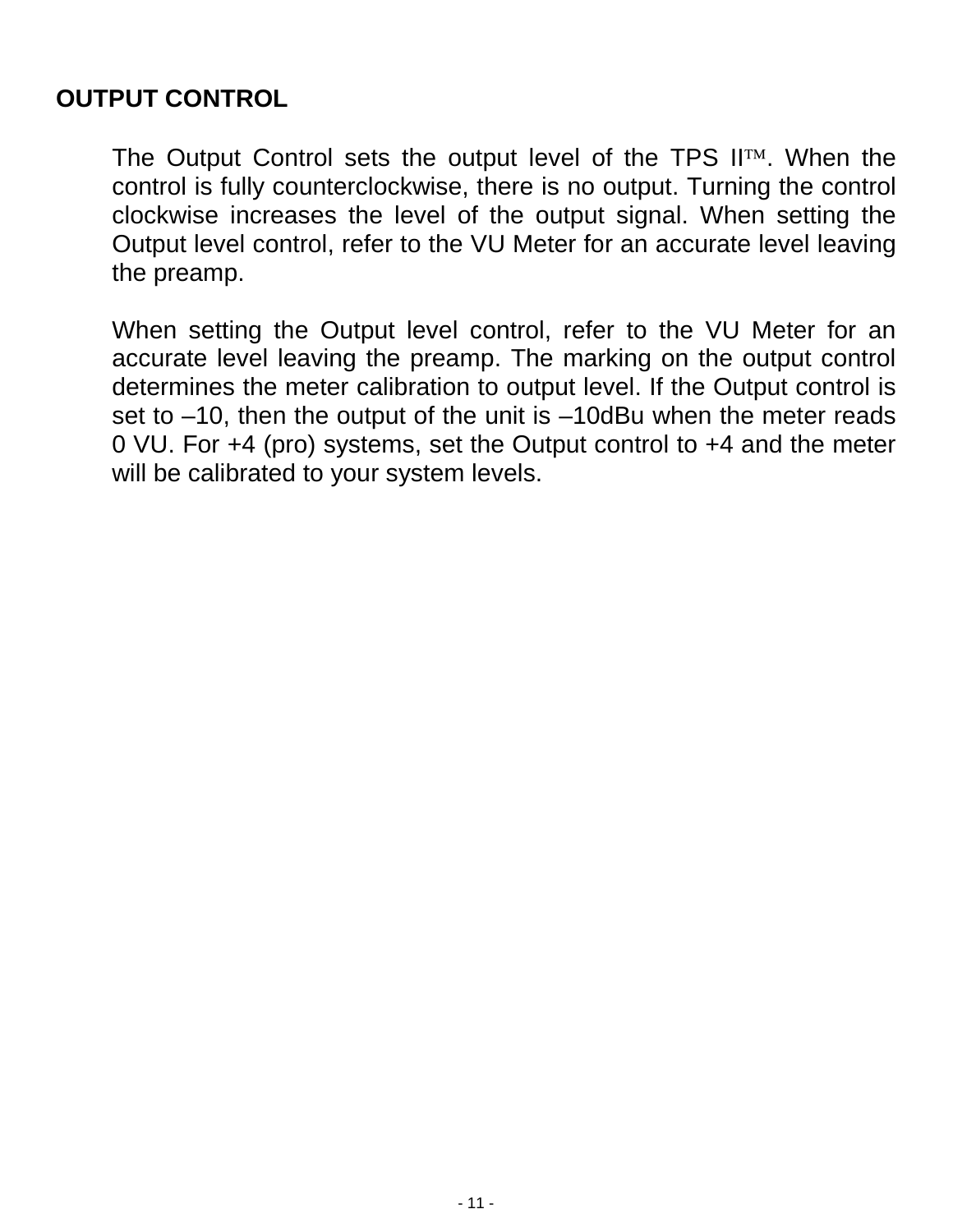## OUTPUT CONTROL

The Output Control sets the output level of the TPS II™. When the control is fully counterclockwise, there is no output. Turning the control clockwise increases the level of the output signal. When setting the Output level control, refer to the VU Meter for an accurate level leaving the preamp.

When setting the Output level control, refer to the VU Meter for an accurate level leaving the preamp. The marking on the output control determines the meter calibration to output level. If the Output control is set to –10, then the output of the unit is –10dBu when the meter reads 0 VU. For +4 (pro) systems, set the Output control to +4 and the meter will be calibrated to your system levels.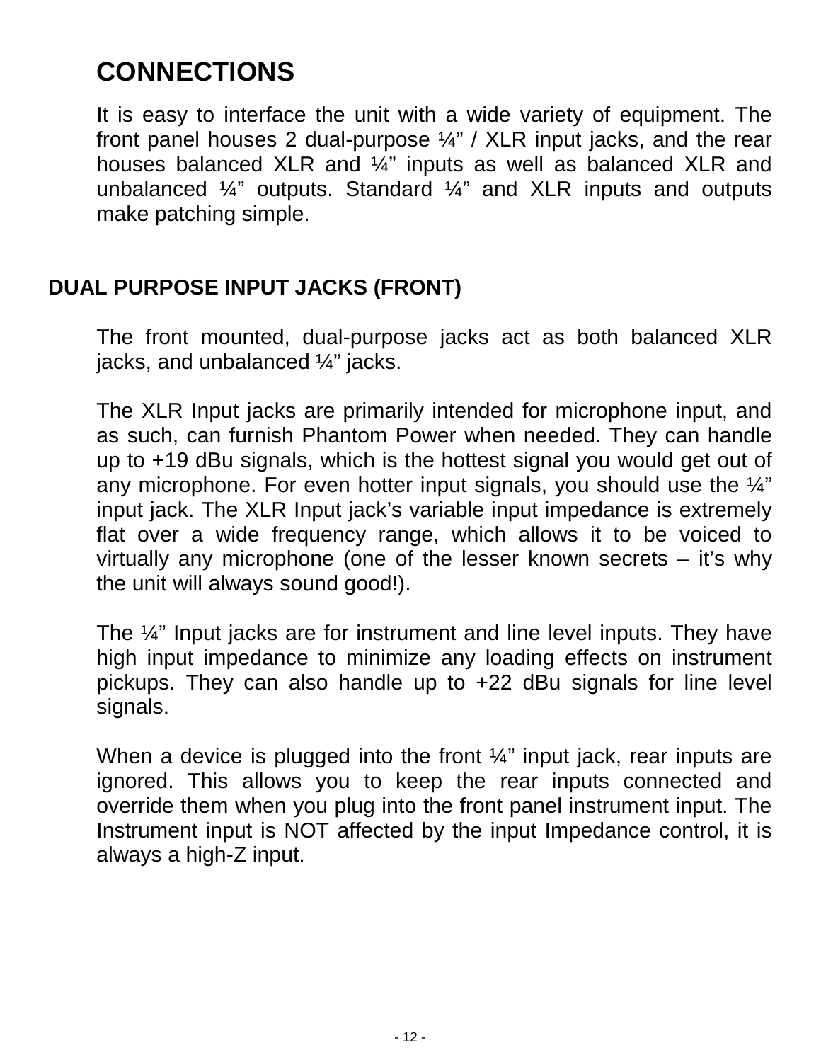# CONNECTIONS

It is easy to interface the unit with a wide variety of equipment. The front panel houses 2 dual-purpose ¼" / XLR input jacks, and the rear houses balanced XLR and ¼" inputs as well as balanced XLR and unbalanced ¼" outputs. Standard ¼" and XLR inputs and outputs make patching simple.

## DUAL PURPOSE INPUT JACKS (FRONT)

The front mounted, dual-purpose jacks act as both balanced XLR jacks, and unbalanced ¼" jacks.

The XLR Input jacks are primarily intended for microphone input, and as such, can furnish Phantom Power when needed. They can handle up to +19 dBu signals, which is the hottest signal you would get out of any microphone. For even hotter input signals, you should use the ¼" input jack. The XLR Input jack's variable input impedance is extremely flat over a wide frequency range, which allows it to be voiced to virtually any microphone (one of the lesser known secrets – it's why the unit will always sound good!).

The ¼" Input jacks are for instrument and line level inputs. They have high input impedance to minimize any loading effects on instrument pickups. They can also handle up to +22 dBu signals for line level signals.

When a device is plugged into the front ¼" input jack, rear inputs are ignored. This allows you to keep the rear inputs connected and override them when you plug into the front panel instrument input. The Instrument input is NOT affected by the input Impedance control, it is always a high-Z input.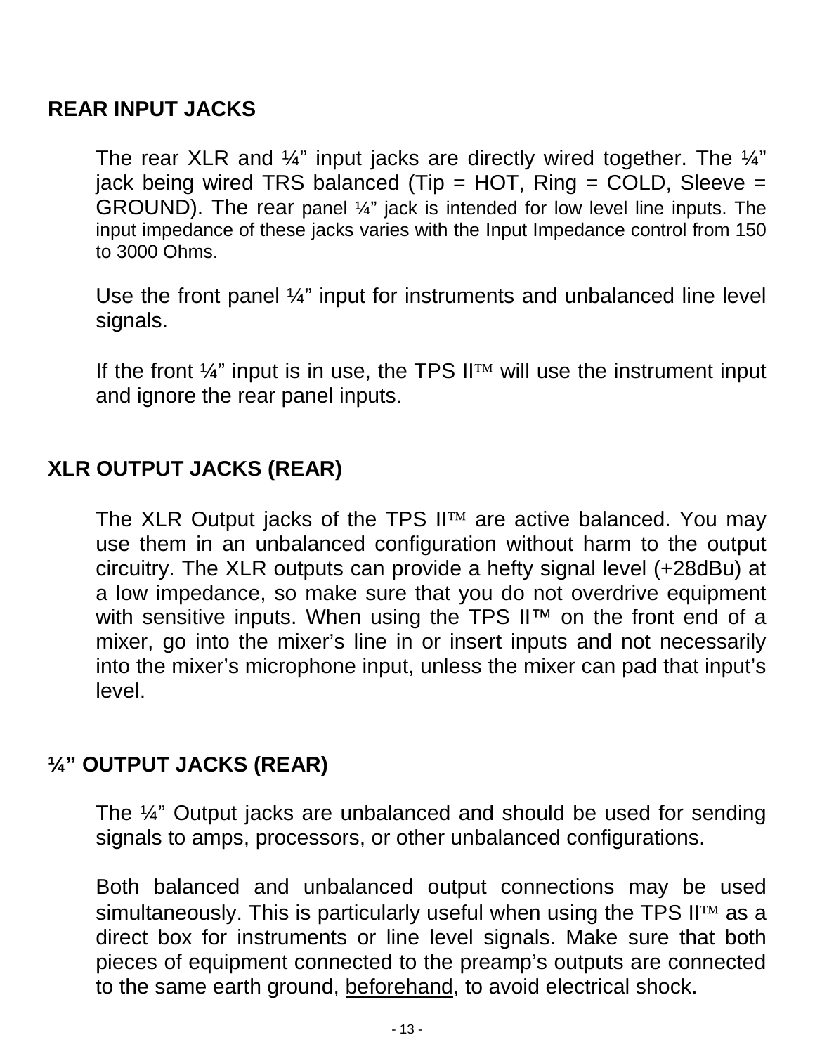## REAR INPUT JACKS

The rear XLR and ¼" input jacks are directly wired together. The ¼" jack being wired TRS balanced (Tip = HOT, Ring = COLD, Sleeve = GROUND). The rear panel ¼" jack is intended for low level line inputs. The input impedance of these jacks varies with the Input Impedance control from 150 to 3000 Ohms.

Use the front panel ¼" input for instruments and unbalanced line level signals.

If the front ¼" input is in use, the TPS II™ will use the instrument input and ignore the rear panel inputs.

## XLR OUTPUT JACKS (REAR)

The XLR Output jacks of the TPS II™ are active balanced. You may use them in an unbalanced configuration without harm to the output circuitry. The XLR outputs can provide a hefty signal level (+28dBu) at a low impedance, so make sure that you do not overdrive equipment with sensitive inputs. When using the TPS II™ on the front end of a mixer, go into the mixer's line in or insert inputs and not necessarily into the mixer's microphone input, unless the mixer can pad that input's level.

## ¼" OUTPUT JACKS (REAR)

The ¼" Output jacks are unbalanced and should be used for sending signals to amps, processors, or other unbalanced configurations.

Both balanced and unbalanced output connections may be used simultaneously. This is particularly useful when using the TPS II™ as a direct box for instruments or line level signals. Make sure that both pieces of equipment connected to the preamp's outputs are connected to the same earth ground, <u>beforehand</u>, to avoid electrical shock.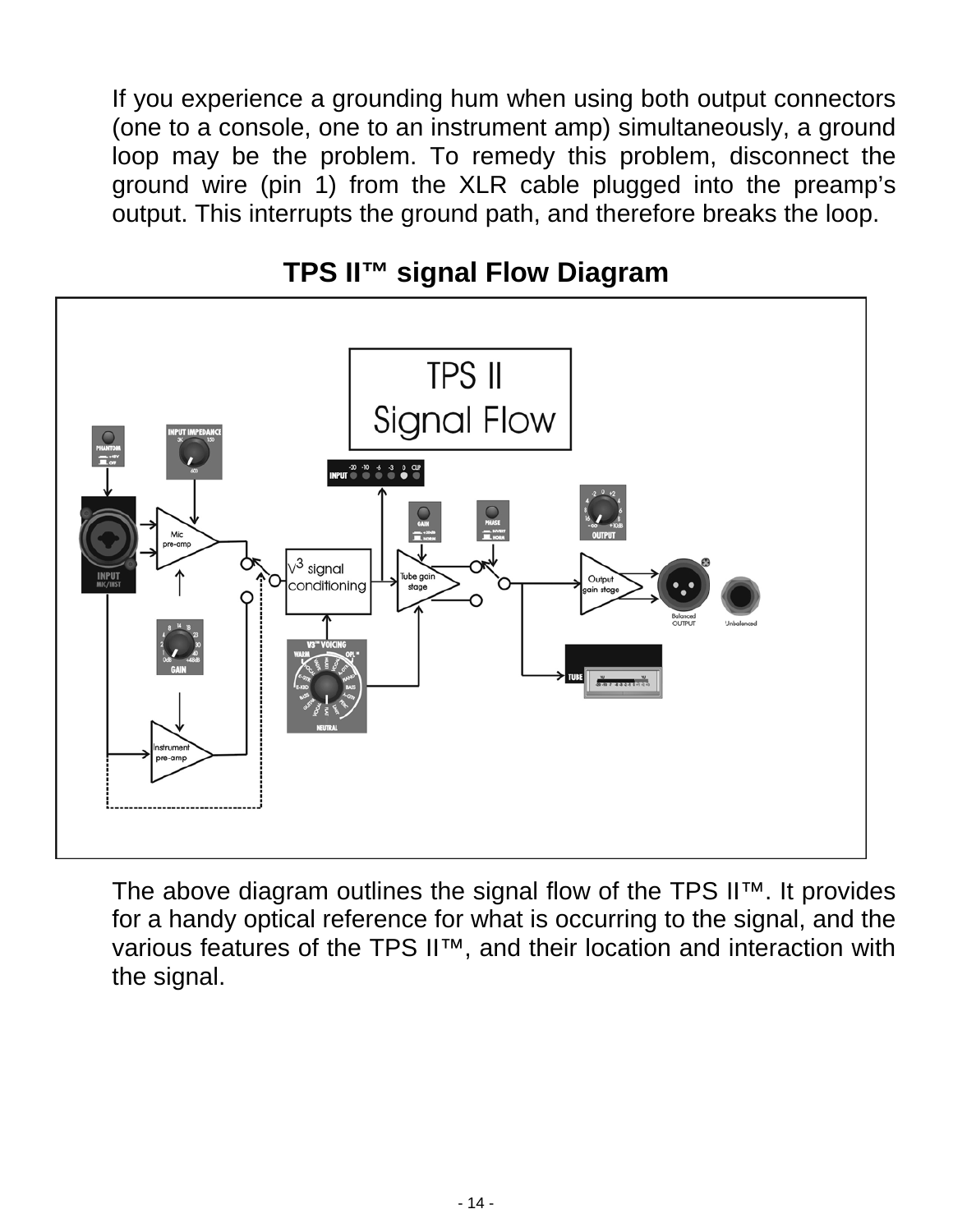If you experience a grounding hum when using both output connectors (one to a console, one to an instrument amp) simultaneously, a ground loop may be the problem. To remedy this problem, disconnect the ground wire (pin 1) from the XLR cable plugged into the preamp's output. This interrupts the ground path, and therefore breaks the loop.

## TPS II™ signal Flow Diagram

The above diagram outlines the signal flow of the TPS II™. It provides for a handy optical reference for what is occurring to the signal, and the various features of the TPS II™, and their location and interaction with the signal.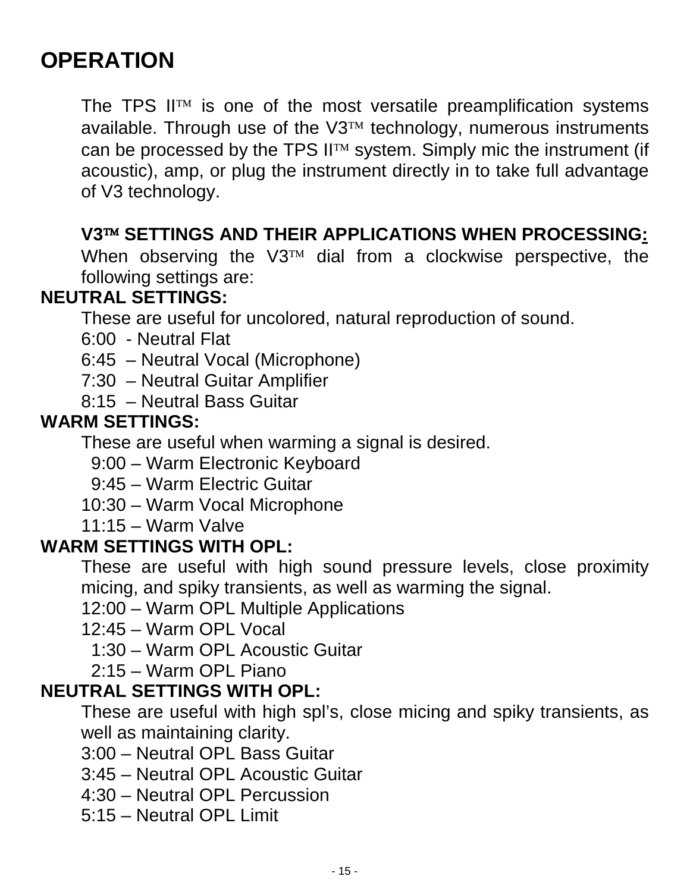# OPERATION

The TPS II™ is one of the most versatile preamplification systems available. Through use of the V3™ technology, numerous instruments can be processed by the TPS II™ system. Simply mic the instrument (if acoustic), amp, or plug the instrument directly in to take full advantage of V3 technology.

**V3™ SETTINGS AND THEIR APPLICATIONS WHEN PROCESSING:**
When observing the V3™ dial from a clockwise perspective, the following settings are:

**NEUTRAL SETTINGS:**

These are useful for uncolored, natural reproduction of sound.

6:00 - Neutral Flat
6:45 – Neutral Vocal (Microphone)
7:30 – Neutral Guitar Amplifier
8:15 – Neutral Bass Guitar

**WARM SETTINGS:**

These are useful when warming a signal is desired.

9:00 – Warm Electronic Keyboard
9:45 – Warm Electric Guitar
10:30 – Warm Vocal Microphone
11:15 – Warm Valve

**WARM SETTINGS WITH OPL:**

These are useful with high sound pressure levels, close proximity micing, and spiky transients, as well as warming the signal.

12:00 – Warm OPL Multiple Applications
12:45 – Warm OPL Vocal
1:30 – Warm OPL Acoustic Guitar
2:15 – Warm OPL Piano

**NEUTRAL SETTINGS WITH OPL:**

These are useful with high spl's, close micing and spiky transients, as well as maintaining clarity.

3:00 – Neutral OPL Bass Guitar
3:45 – Neutral OPL Acoustic Guitar
4:30 – Neutral OPL Percussion
5:15 – Neutral OPL Limit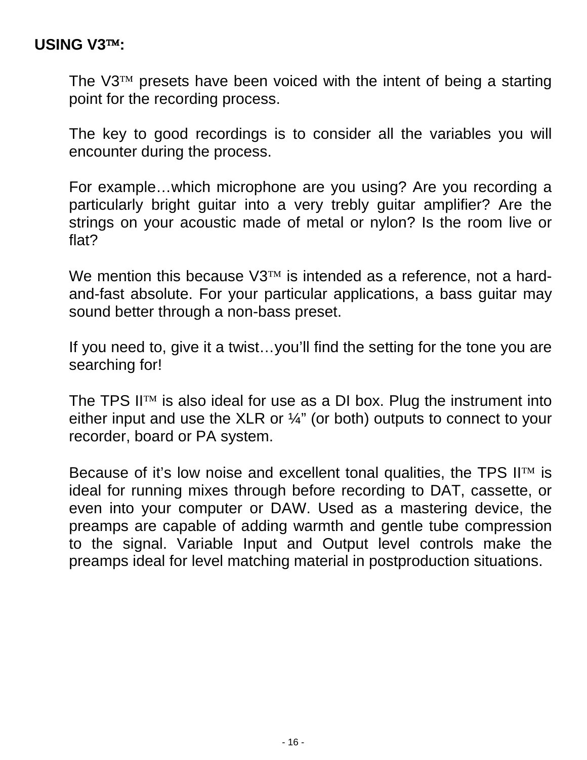## USING V3™:

The V3™ presets have been voiced with the intent of being a starting point for the recording process.

The key to good recordings is to consider all the variables you will encounter during the process.

For example…which microphone are you using? Are you recording a particularly bright guitar into a very trebly guitar amplifier? Are the strings on your acoustic made of metal or nylon? Is the room live or flat?

We mention this because V3™ is intended as a reference, not a hard-and-fast absolute. For your particular applications, a bass guitar may sound better through a non-bass preset.

If you need to, give it a twist…you'll find the setting for the tone you are searching for!

The TPS II™ is also ideal for use as a DI box. Plug the instrument into either input and use the XLR or ¼" (or both) outputs to connect to your recorder, board or PA system.

Because of it's low noise and excellent tonal qualities, the TPS II™ is ideal for running mixes through before recording to DAT, cassette, or even into your computer or DAW. Used as a mastering device, the preamps are capable of adding warmth and gentle tube compression to the signal. Variable Input and Output level controls make the preamps ideal for level matching material in postproduction situations.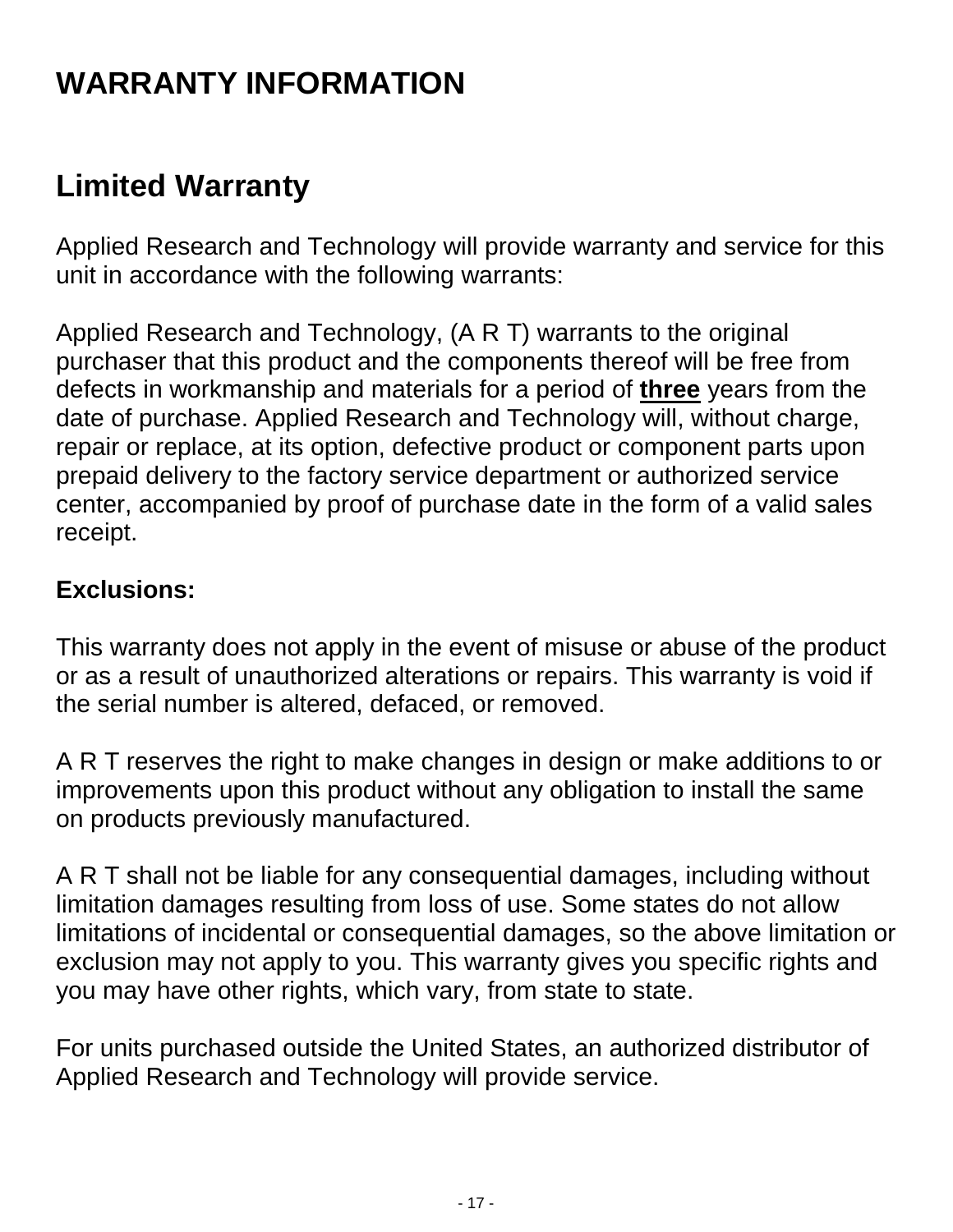# WARRANTY INFORMATION

## Limited Warranty

Applied Research and Technology will provide warranty and service for this unit in accordance with the following warrants:

Applied Research and Technology, (A R T) warrants to the original purchaser that this product and the components thereof will be free from defects in workmanship and materials for a period of **three** years from the date of purchase. Applied Research and Technology will, without charge, repair or replace, at its option, defective product or component parts upon prepaid delivery to the factory service department or authorized service center, accompanied by proof of purchase date in the form of a valid sales receipt.

### Exclusions:

This warranty does not apply in the event of misuse or abuse of the product or as a result of unauthorized alterations or repairs. This warranty is void if the serial number is altered, defaced, or removed.

A R T reserves the right to make changes in design or make additions to or improvements upon this product without any obligation to install the same on products previously manufactured.

A R T shall not be liable for any consequential damages, including without limitation damages resulting from loss of use. Some states do not allow limitations of incidental or consequential damages, so the above limitation or exclusion may not apply to you. This warranty gives you specific rights and you may have other rights, which vary, from state to state.

For units purchased outside the United States, an authorized distributor of Applied Research and Technology will provide service.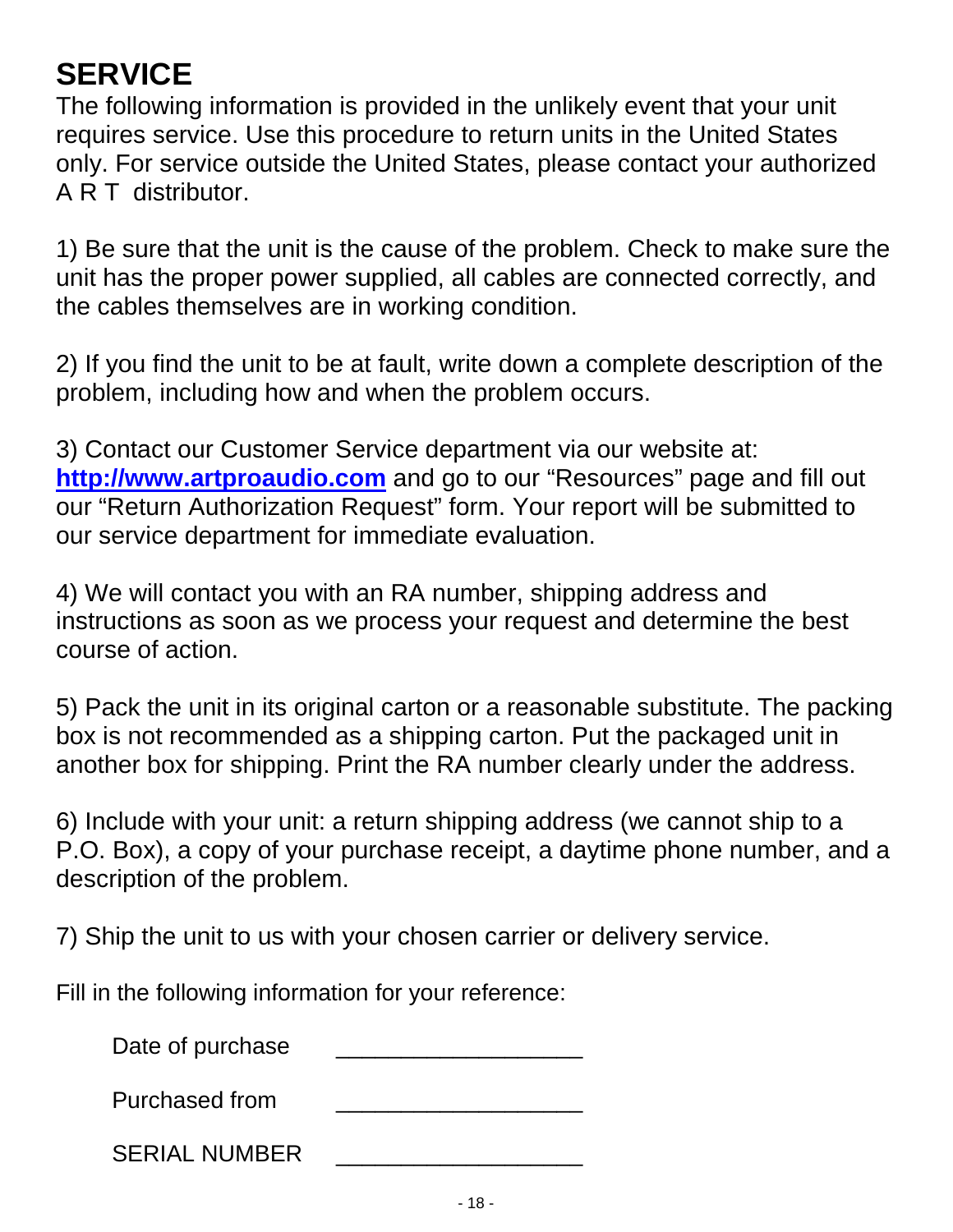# SERVICE

The following information is provided in the unlikely event that your unit requires service. Use this procedure to return units in the United States only. For service outside the United States, please contact your authorized A R T distributor.

1) Be sure that the unit is the cause of the problem. Check to make sure the unit has the proper power supplied, all cables are connected correctly, and the cables themselves are in working condition.

2) If you find the unit to be at fault, write down a complete description of the problem, including how and when the problem occurs.

3) Contact our Customer Service department via our website at: **http://www.artproaudio.com** and go to our "Resources" page and fill out our "Return Authorization Request" form. Your report will be submitted to our service department for immediate evaluation.

4) We will contact you with an RA number, shipping address and instructions as soon as we process your request and determine the best course of action.

5) Pack the unit in its original carton or a reasonable substitute. The packing box is not recommended as a shipping carton. Put the packaged unit in another box for shipping. Print the RA number clearly under the address.

6) Include with your unit: a return shipping address (we cannot ship to a P.O. Box), a copy of your purchase receipt, a daytime phone number, and a description of the problem.

7) Ship the unit to us with your chosen carrier or delivery service.

Fill in the following information for your reference:

Date of purchase ___________________

Purchased from ___________________

SERIAL NUMBER ___________________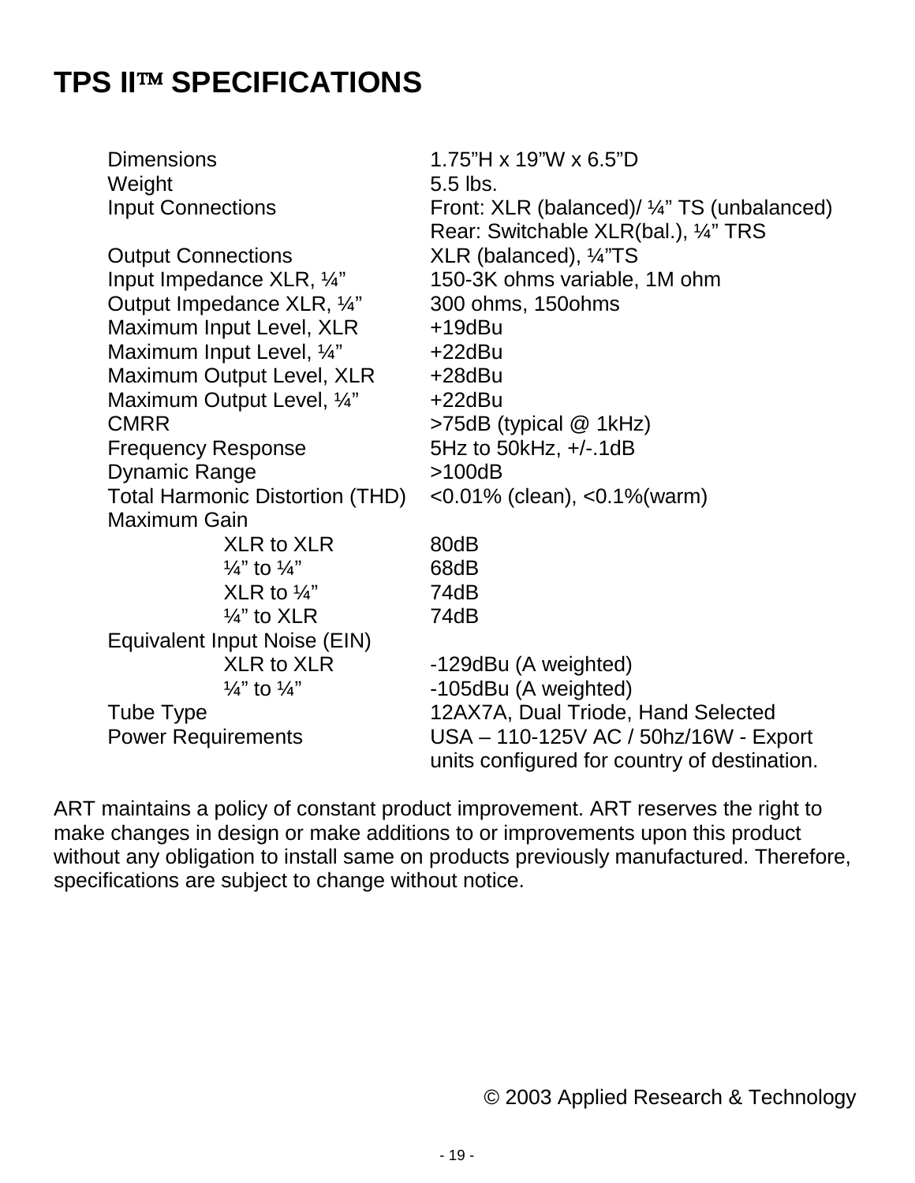# TPS II™ SPECIFICATIONS

| | |
|---|---|
| Dimensions | 1.75"H x 19"W x 6.5"D |
| Weight | 5.5 lbs. |
| Input Connections | Front: XLR (balanced)/ ¼" TS (unbalanced)<br>Rear: Switchable XLR(bal.), ¼" TRS |
| Output Connections | XLR (balanced), ¼"TS |
| Input Impedance XLR, ¼" | 150-3K ohms variable, 1M ohm |
| Output Impedance XLR, ¼" | 300 ohms, 150ohms |
| Maximum Input Level, XLR | +19dBu |
| Maximum Input Level, ¼" | +22dBu |
| Maximum Output Level, XLR | +28dBu |
| Maximum Output Level, ¼" | +22dBu |
| CMRR | >75dB (typical @ 1kHz) |
| Frequency Response | 5Hz to 50kHz, +/-.1dB |
| Dynamic Range | >100dB |
| Total Harmonic Distortion (THD) | <0.01% (clean), <0.1%(warm) |
| Maximum Gain | |
| XLR to XLR | 80dB |
| ¼" to ¼" | 68dB |
| XLR to ¼" | 74dB |
| ¼" to XLR | 74dB |
| Equivalent Input Noise (EIN) | |
| XLR to XLR | -129dBu (A weighted) |
| ¼" to ¼" | -105dBu (A weighted) |
| Tube Type | 12AX7A, Dual Triode, Hand Selected |
| Power Requirements | USA – 110-125V AC / 50hz/16W - Export units configured for country of destination. |

ART maintains a policy of constant product improvement. ART reserves the right to make changes in design or make additions to or improvements upon this product without any obligation to install same on products previously manufactured. Therefore, specifications are subject to change without notice.

© 2003 Applied Research & Technology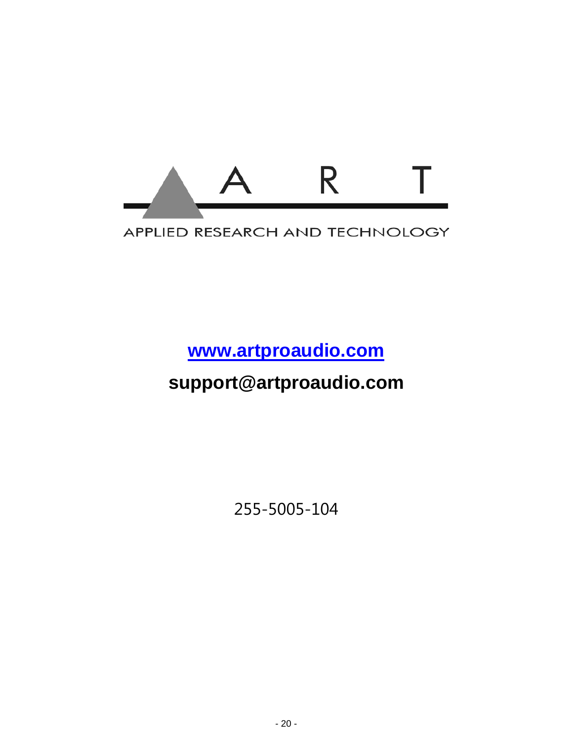A R T

APPLIED RESEARCH AND TECHNOLOGY

[www.artproaudio.com](http://www.artproaudio.com)

**support@artproaudio.com**

255-5005-104